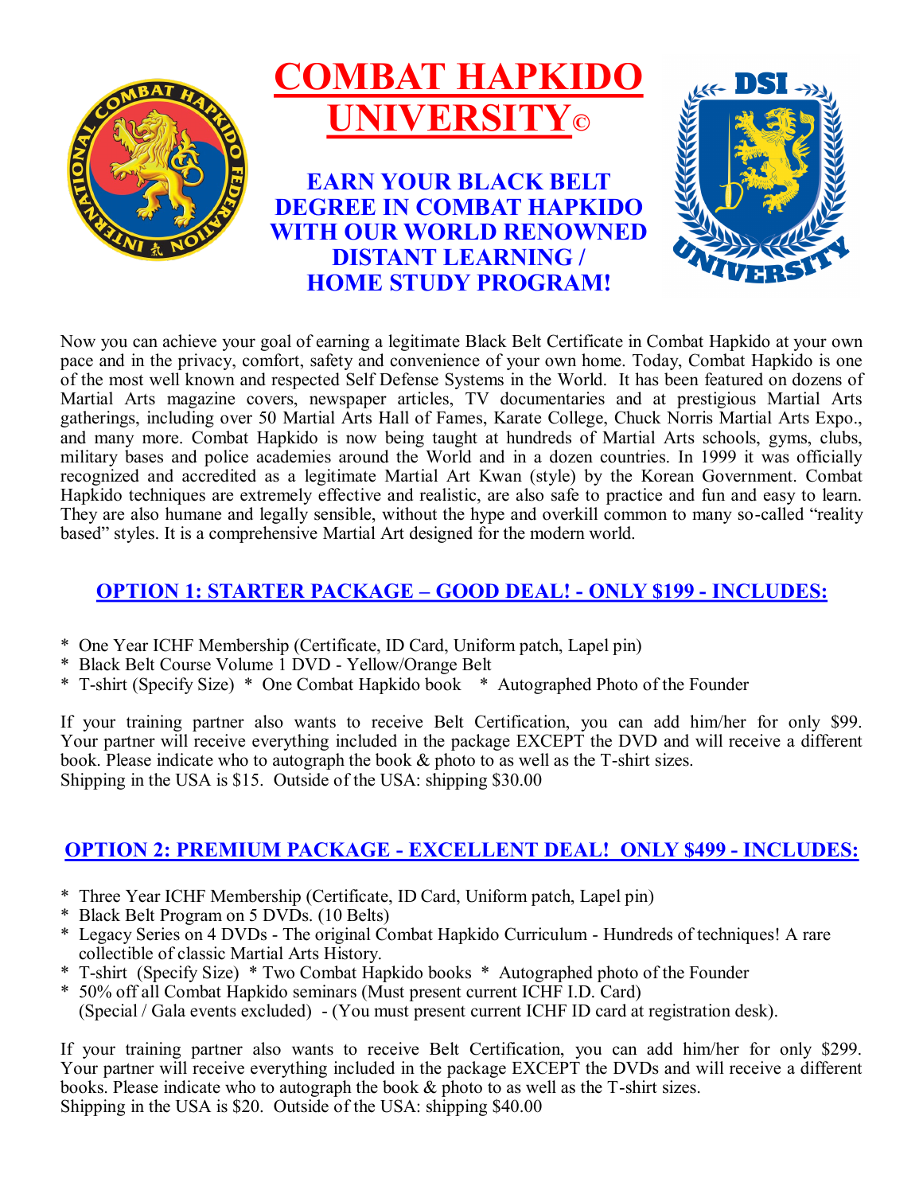# COMBAT HAPKIDO UNIVERSITY©

## EARN YOUR BLACK BELT DEGREE IN COMBAT HAPKIDO WITH OUR WORLD RENOWNED DISTANT LEARNING / HOME STUDY PROGRAM!

Now you can achieve your goal of earning a legitimate Black Belt Certificate in Combat Hapkido at your own pace and in the privacy, comfort, safety and convenience of your own home. Today, Combat Hapkido is one of the most well known and respected Self Defense Systems in the World. It has been featured on dozens of Martial Arts magazine covers, newspaper articles, TV documentaries and at prestigious Martial Arts gatherings, including over 50 Martial Arts Hall of Fames, Karate College, Chuck Norris Martial Arts Expo., and many more. Combat Hapkido is now being taught at hundreds of Martial Arts schools, gyms, clubs, military bases and police academies around the World and in a dozen countries. In 1999 it was officially recognized and accredited as a legitimate Martial Art Kwan (style) by the Korean Government. Combat Hapkido techniques are extremely effective and realistic, are also safe to practice and fun and easy to learn. They are also humane and legally sensible, without the hype and overkill common to many so-called "reality based" styles. It is a comprehensive Martial Art designed for the modern world.

### OPTION 1: STARTER PACKAGE – GOOD DEAL! - ONLY $199 - INCLUDES:

* One Year ICHF Membership (Certificate, ID Card, Uniform patch, Lapel pin)
* Black Belt Course Volume 1 DVD - Yellow/Orange Belt
* T-shirt (Specify Size) * One Combat Hapkido book * Autographed Photo of the Founder

If your training partner also wants to receive Belt Certification, you can add him/her for only $99. Your partner will receive everything included in the package EXCEPT the DVD and will receive a different book. Please indicate who to autograph the book & photo to as well as the T-shirt sizes.
Shipping in the USA is $15. Outside of the USA: shipping $30.00

### OPTION 2: PREMIUM PACKAGE - EXCELLENT DEAL! ONLY $499 - INCLUDES:

* Three Year ICHF Membership (Certificate, ID Card, Uniform patch, Lapel pin)
* Black Belt Program on 5 DVDs. (10 Belts)
* Legacy Series on 4 DVDs - The original Combat Hapkido Curriculum - Hundreds of techniques! A rare collectible of classic Martial Arts History.
* T-shirt (Specify Size) * Two Combat Hapkido books * Autographed photo of the Founder
* 50% off all Combat Hapkido seminars (Must present current ICHF I.D. Card) (Special / Gala events excluded) - (You must present current ICHF ID card at registration desk).

If your training partner also wants to receive Belt Certification, you can add him/her for only $299. Your partner will receive everything included in the package EXCEPT the DVDs and will receive a different books. Please indicate who to autograph the book & photo to as well as the T-shirt sizes.
Shipping in the USA is $20. Outside of the USA: shipping $40.00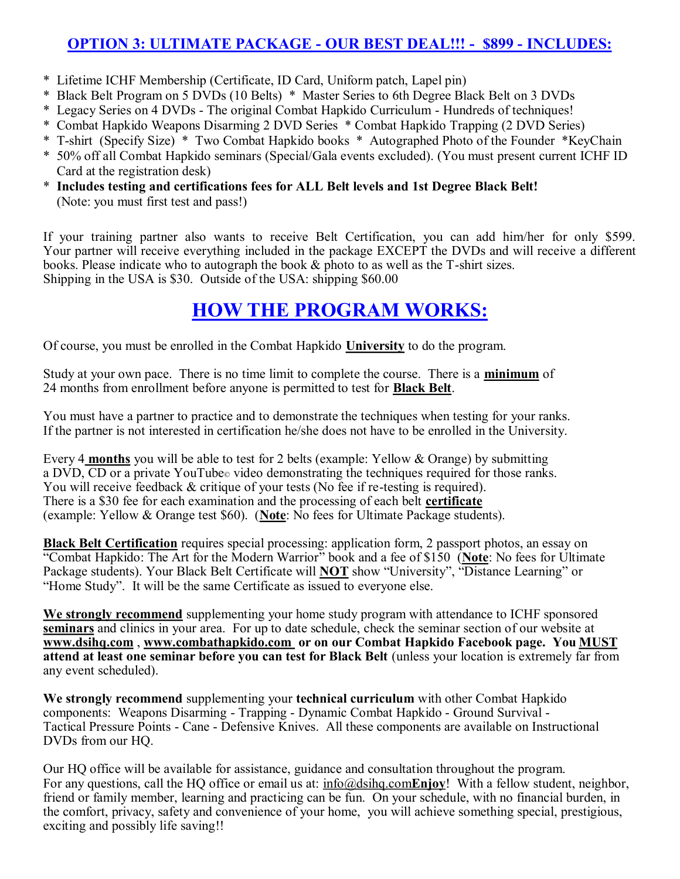## OPTION 3: ULTIMATE PACKAGE - OUR BEST DEAL!!! - $899 - INCLUDES:

* Lifetime ICHF Membership (Certificate, ID Card, Uniform patch, Lapel pin)
* Black Belt Program on 5 DVDs (10 Belts) * Master Series to 6th Degree Black Belt on 3 DVDs
* Legacy Series on 4 DVDs - The original Combat Hapkido Curriculum - Hundreds of techniques!
* Combat Hapkido Weapons Disarming 2 DVD Series * Combat Hapkido Trapping (2 DVD Series)
* T-shirt (Specify Size) * Two Combat Hapkido books * Autographed Photo of the Founder *KeyChain
* 50% off all Combat Hapkido seminars (Special/Gala events excluded). (You must present current ICHF ID Card at the registration desk)
* **Includes testing and certifications fees for ALL Belt levels and 1st Degree Black Belt!** (Note: you must first test and pass!)

If your training partner also wants to receive Belt Certification, you can add him/her for only $599. Your partner will receive everything included in the package EXCEPT the DVDs and will receive a different books. Please indicate who to autograph the book & photo to as well as the T-shirt sizes.
Shipping in the USA is $30. Outside of the USA: shipping $60.00

# HOW THE PROGRAM WORKS:

Of course, you must be enrolled in the Combat Hapkido **University** to do the program.

Study at your own pace. There is no time limit to complete the course. There is a **minimum** of 24 months from enrollment before anyone is permitted to test for **Black Belt**.

You must have a partner to practice and to demonstrate the techniques when testing for your ranks. If the partner is not interested in certification he/she does not have to be enrolled in the University.

Every 4 **months** you will be able to test for 2 belts (example: Yellow & Orange) by submitting a DVD, CD or a private YouTube© video demonstrating the techniques required for those ranks. You will receive feedback & critique of your tests (No fee if re-testing is required). There is a $30 fee for each examination and the processing of each belt **certificate** (example: Yellow & Orange test $60). (**Note**: No fees for Ultimate Package students).

**Black Belt Certification** requires special processing: application form, 2 passport photos, an essay on "Combat Hapkido: The Art for the Modern Warrior" book and a fee of $150 (**Note**: No fees for Ultimate Package students). Your Black Belt Certificate will **NOT** show "University", "Distance Learning" or "Home Study". It will be the same Certificate as issued to everyone else.

**We strongly recommend** supplementing your home study program with attendance to ICHF sponsored **seminars** and clinics in your area. For up to date schedule, check the seminar section of our website at **www.dsihq.com**, **www.combathapkido.com** **or on our Combat Hapkido Facebook page. You MUST attend at least one seminar before you can test for Black Belt** (unless your location is extremely far from any event scheduled).

**We strongly recommend** supplementing your **technical curriculum** with other Combat Hapkido components: Weapons Disarming - Trapping - Dynamic Combat Hapkido - Ground Survival - Tactical Pressure Points - Cane - Defensive Knives. All these components are available on Instructional DVDs from our HQ.

Our HQ office will be available for assistance, guidance and consultation throughout the program. For any questions, call the HQ office or email us at: info@dsihq.com**Enjoy**! With a fellow student, neighbor, friend or family member, learning and practicing can be fun. On your schedule, with no financial burden, in the comfort, privacy, safety and convenience of your home, you will achieve something special, prestigious, exciting and possibly life saving!!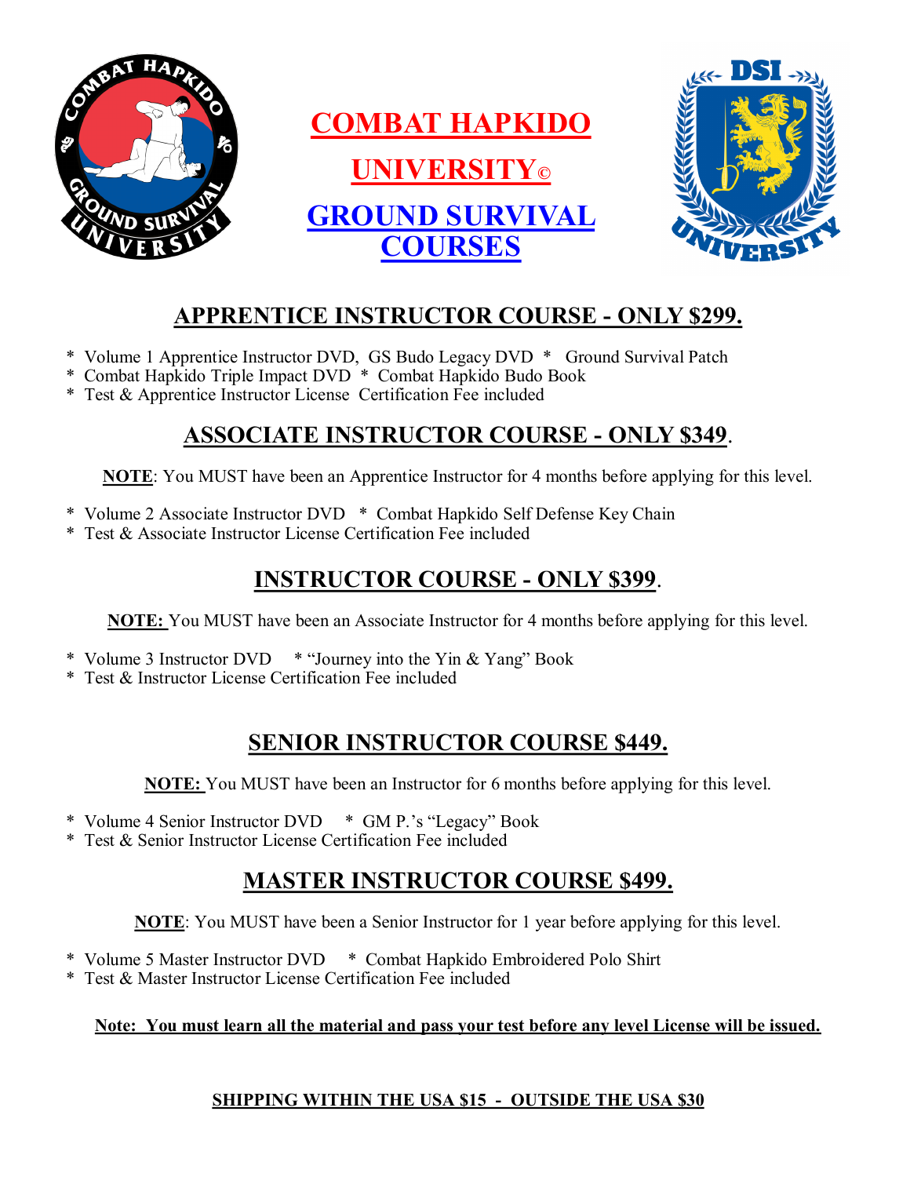# COMBAT HAPKIDO UNIVERSITY©

# GROUND SURVIVAL COURSES

## APPRENTICE INSTRUCTOR COURSE - ONLY $299.

* Volume 1 Apprentice Instructor DVD, GS Budo Legacy DVD * Ground Survival Patch
* Combat Hapkido Triple Impact DVD * Combat Hapkido Budo Book
* Test & Apprentice Instructor License Certification Fee included

## ASSOCIATE INSTRUCTOR COURSE - ONLY $349.

**NOTE**: You MUST have been an Apprentice Instructor for 4 months before applying for this level.

* Volume 2 Associate Instructor DVD * Combat Hapkido Self Defense Key Chain
* Test & Associate Instructor License Certification Fee included

## INSTRUCTOR COURSE - ONLY $399.

**NOTE:** You MUST have been an Associate Instructor for 4 months before applying for this level.

* Volume 3 Instructor DVD * "Journey into the Yin & Yang" Book
* Test & Instructor License Certification Fee included

## SENIOR INSTRUCTOR COURSE $449.

**NOTE:** You MUST have been an Instructor for 6 months before applying for this level.

* Volume 4 Senior Instructor DVD * GM P.'s "Legacy" Book
* Test & Senior Instructor License Certification Fee included

## MASTER INSTRUCTOR COURSE $499.

**NOTE**: You MUST have been a Senior Instructor for 1 year before applying for this level.

* Volume 5 Master Instructor DVD * Combat Hapkido Embroidered Polo Shirt
* Test & Master Instructor License Certification Fee included

**Note: You must learn all the material and pass your test before any level License will be issued.**

**SHIPPING WITHIN THE USA $15 - OUTSIDE THE USA $30**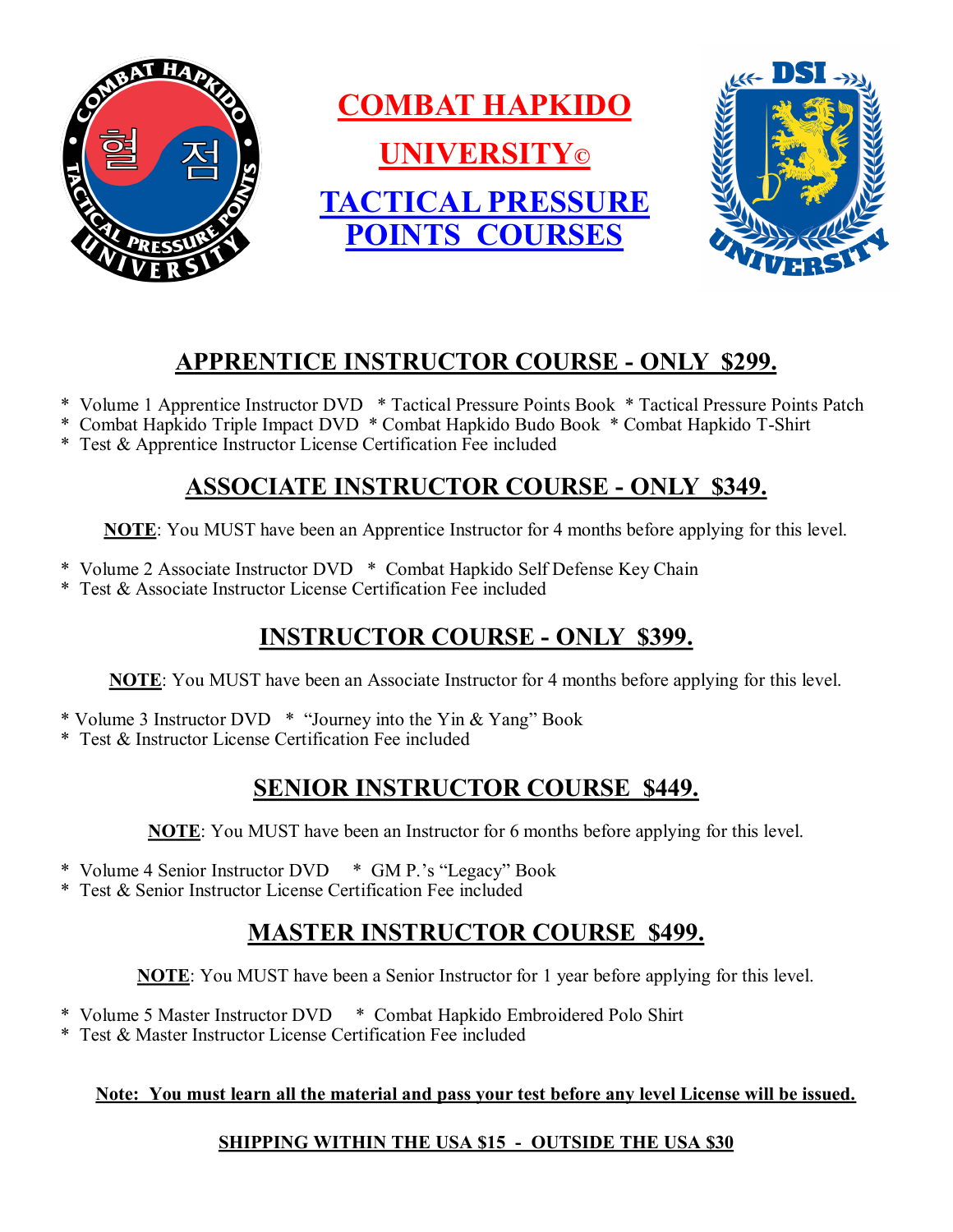# COMBAT HAPKIDO UNIVERSITY©

# TACTICAL PRESSURE POINTS COURSES

## APPRENTICE INSTRUCTOR COURSE - ONLY $299.

* Volume 1 Apprentice Instructor DVD * Tactical Pressure Points Book * Tactical Pressure Points Patch
* Combat Hapkido Triple Impact DVD * Combat Hapkido Budo Book * Combat Hapkido T-Shirt
* Test & Apprentice Instructor License Certification Fee included

## ASSOCIATE INSTRUCTOR COURSE - ONLY $349.

**NOTE**: You MUST have been an Apprentice Instructor for 4 months before applying for this level.

* Volume 2 Associate Instructor DVD * Combat Hapkido Self Defense Key Chain
* Test & Associate Instructor License Certification Fee included

## INSTRUCTOR COURSE - ONLY $399.

**NOTE**: You MUST have been an Associate Instructor for 4 months before applying for this level.

* Volume 3 Instructor DVD * "Journey into the Yin & Yang" Book
* Test & Instructor License Certification Fee included

## SENIOR INSTRUCTOR COURSE $449.

**NOTE**: You MUST have been an Instructor for 6 months before applying for this level.

* Volume 4 Senior Instructor DVD * GM P.'s "Legacy" Book
* Test & Senior Instructor License Certification Fee included

## MASTER INSTRUCTOR COURSE $499.

**NOTE**: You MUST have been a Senior Instructor for 1 year before applying for this level.

* Volume 5 Master Instructor DVD * Combat Hapkido Embroidered Polo Shirt
* Test & Master Instructor License Certification Fee included

**Note: You must learn all the material and pass your test before any level License will be issued.**

**SHIPPING WITHIN THE USA $15 - OUTSIDE THE USA $30**